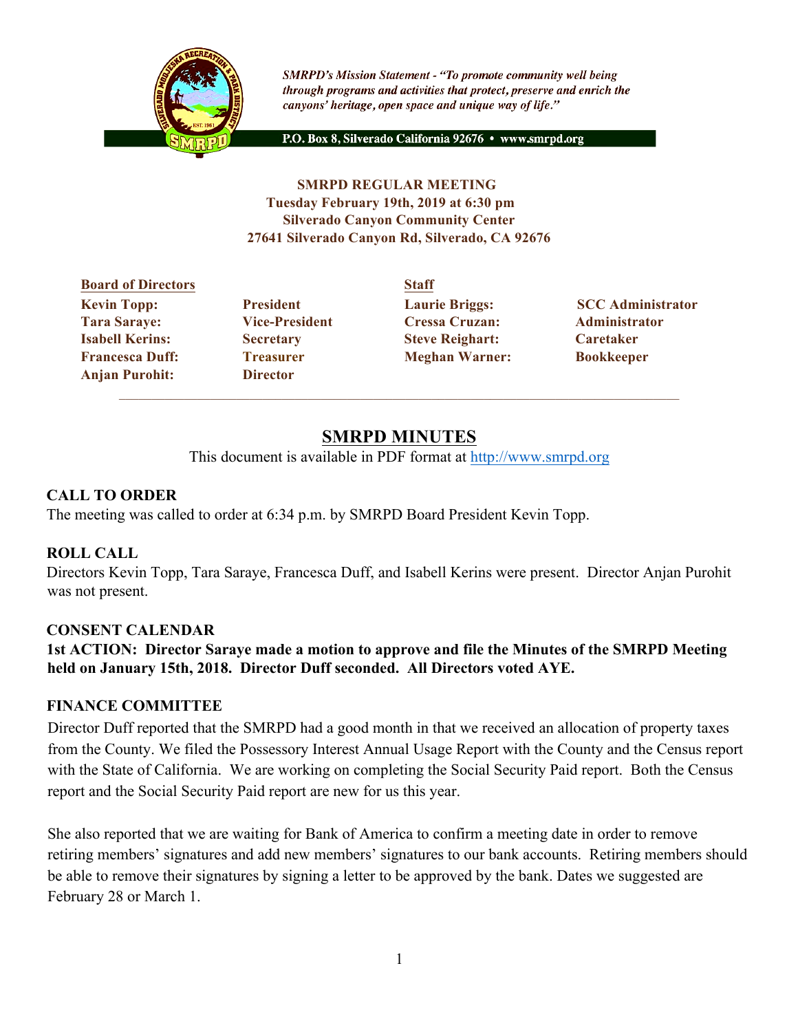*SMRPD's Mission Statement - "To promote community well being through programs and activities that protect, preserve and enrich the canyons' heritage, open space and unique way of life."*

**P.O. Box 8, Silverado California 92676 • www.smrpd.org**

**SMRPD REGULAR MEETING**
**Tuesday February 19th, 2019 at 6:30 pm**
**Silverado Canyon Community Center**
**27641 Silverado Canyon Rd, Silverado, CA 92676**

| **Board of Directors** | | **Staff** | |
|---|---|---|---|
| **Kevin Topp:** | **President** | **Laurie Briggs:** | **SCC Administrator** |
| **Tara Saraye:** | **Vice-President** | **Cressa Cruzan:** | **Administrator** |
| **Isabell Kerins:** | **Secretary** | **Steve Reighart:** | **Caretaker** |
| **Francesca Duff:** | **Treasurer** | **Meghan Warner:** | **Bookkeeper** |
| **Anjan Purohit:** | **Director** | | |

# SMRPD MINUTES

This document is available in PDF format at http://www.smrpd.org

## CALL TO ORDER

The meeting was called to order at 6:34 p.m. by SMRPD Board President Kevin Topp.

## ROLL CALL

Directors Kevin Topp, Tara Saraye, Francesca Duff, and Isabell Kerins were present. Director Anjan Purohit was not present.

## CONSENT CALENDAR

**1st ACTION: Director Saraye made a motion to approve and file the Minutes of the SMRPD Meeting held on January 15th, 2018. Director Duff seconded. All Directors voted AYE.**

## FINANCE COMMITTEE

Director Duff reported that the SMRPD had a good month in that we received an allocation of property taxes from the County. We filed the Possessory Interest Annual Usage Report with the County and the Census report with the State of California. We are working on completing the Social Security Paid report. Both the Census report and the Social Security Paid report are new for us this year.

She also reported that we are waiting for Bank of America to confirm a meeting date in order to remove retiring members' signatures and add new members' signatures to our bank accounts. Retiring members should be able to remove their signatures by signing a letter to be approved by the bank. Dates we suggested are February 28 or March 1.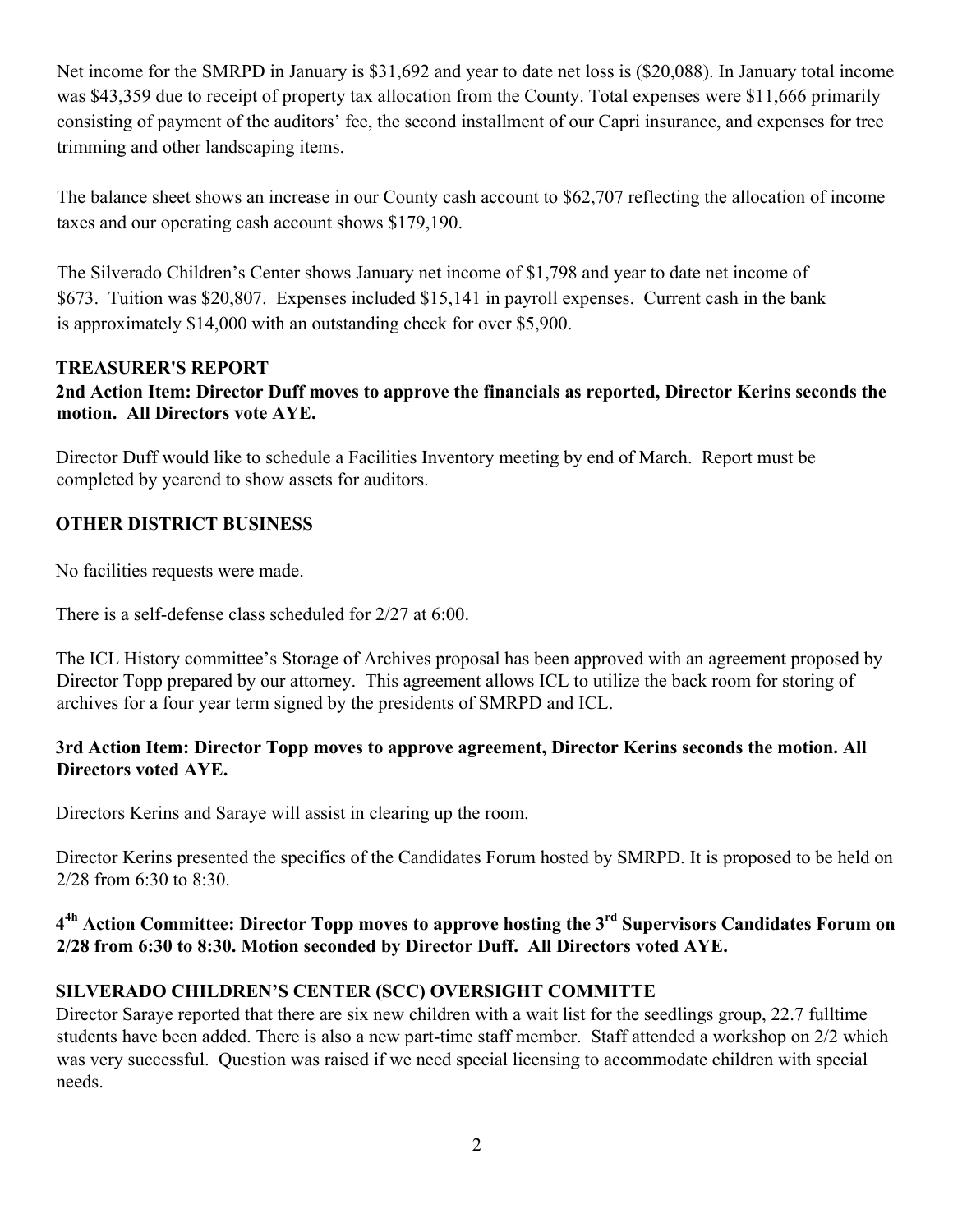Net income for the SMRPD in January is $31,692 and year to date net loss is ($20,088). In January total income was $43,359 due to receipt of property tax allocation from the County. Total expenses were $11,666 primarily consisting of payment of the auditors' fee, the second installment of our Capri insurance, and expenses for tree trimming and other landscaping items.

The balance sheet shows an increase in our County cash account to $62,707 reflecting the allocation of income taxes and our operating cash account shows $179,190.

The Silverado Children's Center shows January net income of $1,798 and year to date net income of $673. Tuition was $20,807. Expenses included $15,141 in payroll expenses. Current cash in the bank is approximately $14,000 with an outstanding check for over $5,900.

## TREASURER'S REPORT

**2nd Action Item: Director Duff moves to approve the financials as reported, Director Kerins seconds the motion. All Directors vote AYE.**

Director Duff would like to schedule a Facilities Inventory meeting by end of March. Report must be completed by yearend to show assets for auditors.

## OTHER DISTRICT BUSINESS

No facilities requests were made.

There is a self-defense class scheduled for 2/27 at 6:00.

The ICL History committee's Storage of Archives proposal has been approved with an agreement proposed by Director Topp prepared by our attorney. This agreement allows ICL to utilize the back room for storing of archives for a four year term signed by the presidents of SMRPD and ICL.

**3rd Action Item: Director Topp moves to approve agreement, Director Kerins seconds the motion. All Directors voted AYE.**

Directors Kerins and Saraye will assist in clearing up the room.

Director Kerins presented the specifics of the Candidates Forum hosted by SMRPD. It is proposed to be held on 2/28 from 6:30 to 8:30.

**4h Action Committee: Director Topp moves to approve hosting the 3rd Supervisors Candidates Forum on 2/28 from 6:30 to 8:30. Motion seconded by Director Duff. All Directors voted AYE.**

## SILVERADO CHILDREN'S CENTER (SCC) OVERSIGHT COMMITTE

Director Saraye reported that there are six new children with a wait list for the seedlings group, 22.7 fulltime students have been added. There is also a new part-time staff member. Staff attended a workshop on 2/2 which was very successful. Question was raised if we need special licensing to accommodate children with special needs.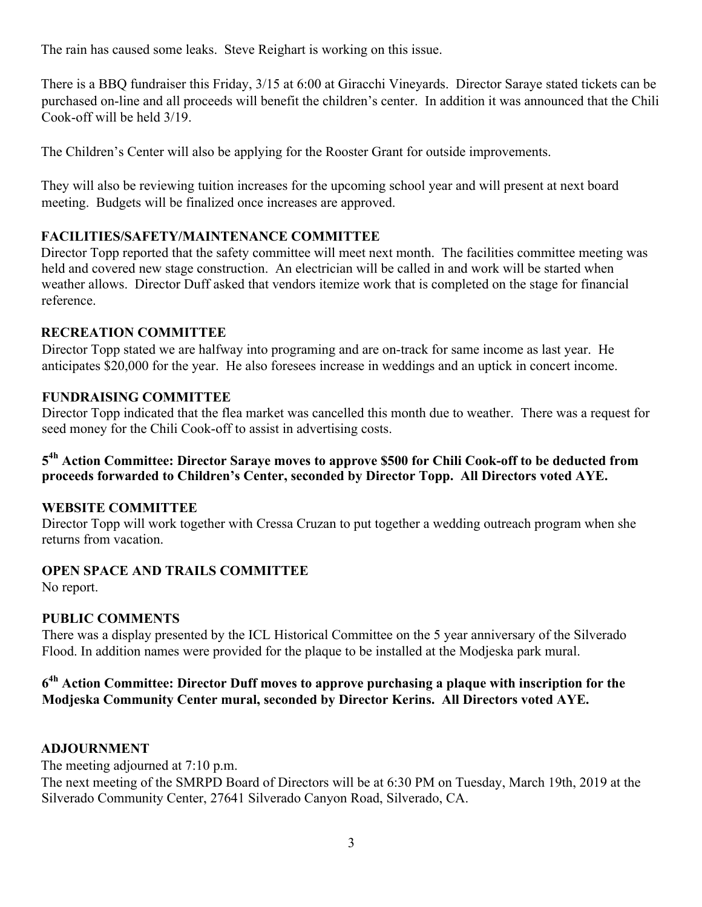The rain has caused some leaks. Steve Reighart is working on this issue.

There is a BBQ fundraiser this Friday, 3/15 at 6:00 at Giracchi Vineyards. Director Saraye stated tickets can be purchased on-line and all proceeds will benefit the children's center. In addition it was announced that the Chili Cook-off will be held 3/19.

The Children's Center will also be applying for the Rooster Grant for outside improvements.

They will also be reviewing tuition increases for the upcoming school year and will present at next board meeting. Budgets will be finalized once increases are approved.

**FACILITIES/SAFETY/MAINTENANCE COMMITTEE**

Director Topp reported that the safety committee will meet next month. The facilities committee meeting was held and covered new stage construction. An electrician will be called in and work will be started when weather allows. Director Duff asked that vendors itemize work that is completed on the stage for financial reference.

**RECREATION COMMITTEE**

Director Topp stated we are halfway into programing and are on-track for same income as last year. He anticipates $20,000 for the year. He also foresees increase in weddings and an uptick in concert income.

**FUNDRAISING COMMITTEE**

Director Topp indicated that the flea market was cancelled this month due to weather. There was a request for seed money for the Chili Cook-off to assist in advertising costs.

**5[4h] Action Committee: Director Saraye moves to approve $500 for Chili Cook-off to be deducted from proceeds forwarded to Children's Center, seconded by Director Topp. All Directors voted AYE.**

**WEBSITE COMMITTEE**

Director Topp will work together with Cressa Cruzan to put together a wedding outreach program when she returns from vacation.

**OPEN SPACE AND TRAILS COMMITTEE**

No report.

**PUBLIC COMMENTS**

There was a display presented by the ICL Historical Committee on the 5 year anniversary of the Silverado Flood. In addition names were provided for the plaque to be installed at the Modjeska park mural.

**6[4h] Action Committee: Director Duff moves to approve purchasing a plaque with inscription for the Modjeska Community Center mural, seconded by Director Kerins. All Directors voted AYE.**

**ADJOURNMENT**

The meeting adjourned at 7:10 p.m.

The next meeting of the SMRPD Board of Directors will be at 6:30 PM on Tuesday, March 19th, 2019 at the Silverado Community Center, 27641 Silverado Canyon Road, Silverado, CA.